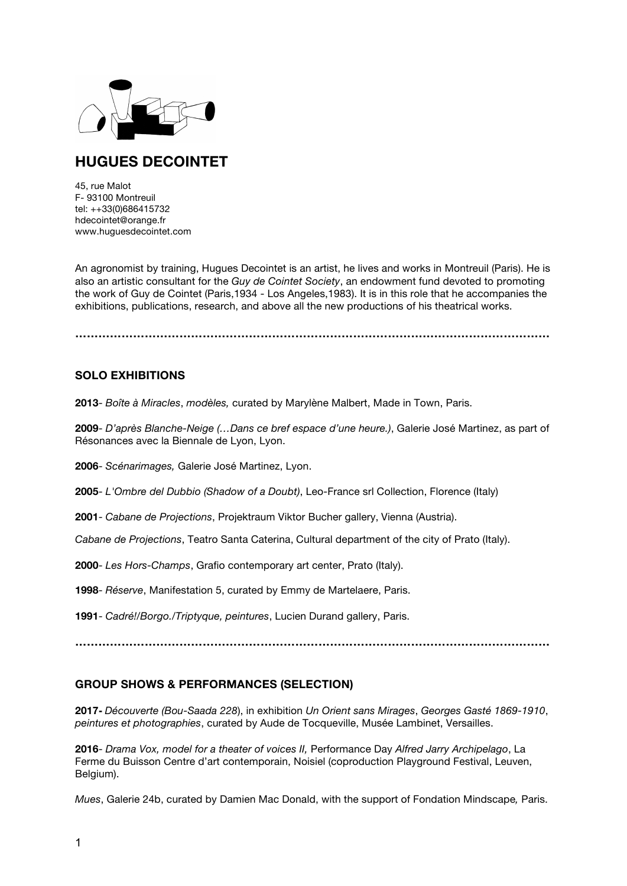# HUGUES DECOINTET

45, rue Malot
F- 93100 Montreuil
tel: ++33(0)686415732
hdecointet@orange.fr
www.huguesdecointet.com

An agronomist by training, Hugues Decointet is an artist, he lives and works in Montreuil (Paris). He is also an artistic consultant for the *Guy de Cointet Society*, an endowment fund devoted to promoting the work of Guy de Cointet (Paris,1934 - Los Angeles,1983). It is in this role that he accompanies the exhibitions, publications, research, and above all the new productions of his theatrical works.

---

## SOLO EXHIBITIONS

**2013**- *Boîte à Miracles*, *modèles,* curated by Marylène Malbert, Made in Town, Paris.

**2009**- *D'après Blanche-Neige (…Dans ce bref espace d'une heure.)*, Galerie José Martinez, as part of Résonances avec la Biennale de Lyon, Lyon.

**2006**- *Scénarimages,* Galerie José Martinez, Lyon.

**2005**- *L'Ombre del Dubbio (Shadow of a Doubt)*, Leo-France srl Collection, Florence (Italy)

**2001**- *Cabane de Projections*, Projektraum Viktor Bucher gallery, Vienna (Austria).

*Cabane de Projections*, Teatro Santa Caterina, Cultural department of the city of Prato (Italy).

**2000**- *Les Hors-Champs*, Grafio contemporary art center, Prato (Italy).

**1998**- *Réserve*, Manifestation 5, curated by Emmy de Martelaere, Paris.

**1991**- *Cadré!/Borgo./Triptyque, peintures*, Lucien Durand gallery, Paris.

---

## GROUP SHOWS & PERFORMANCES (SELECTION)

**2017-** *Découverte (Bou-Saada 228*), in exhibition *Un Orient sans Mirages*, *Georges Gasté 1869-1910*, *peintures et photographies*, curated by Aude de Tocqueville, Musée Lambinet, Versailles.

**2016**- *Drama Vox, model for a theater of voices II,* Performance Day *Alfred Jarry Archipelago*, La Ferme du Buisson Centre d'art contemporain, Noisiel (coproduction Playground Festival, Leuven, Belgium).

*Mues*, Galerie 24b, curated by Damien Mac Donald, with the support of Fondation Mindscape*,* Paris.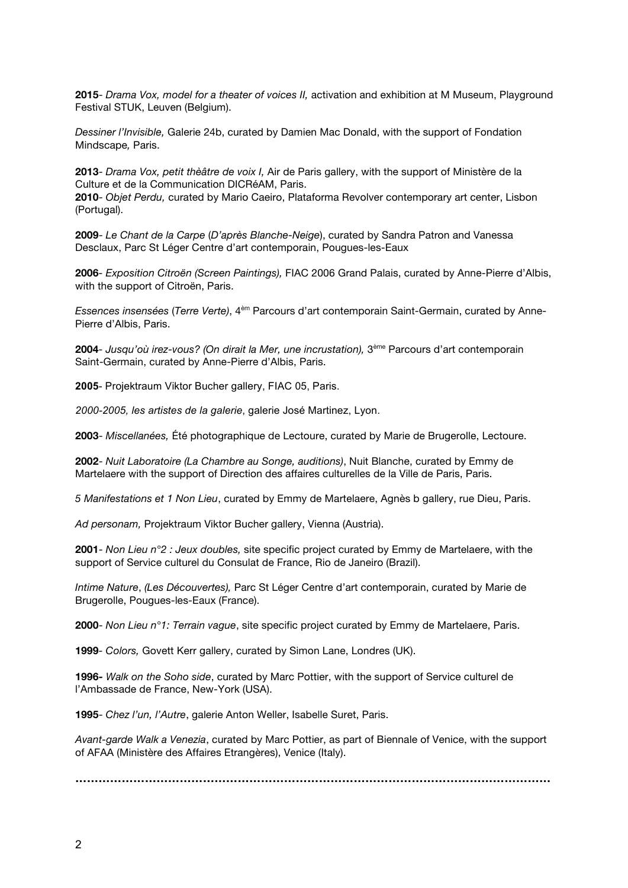**2015**- *Drama Vox, model for a theater of voices II,* activation and exhibition at M Museum, Playground Festival STUK, Leuven (Belgium).

*Dessiner l'Invisible,* Galerie 24b, curated by Damien Mac Donald, with the support of Fondation Mindscape*,* Paris.

**2013**- *Drama Vox, petit thèâtre de voix I,* Air de Paris gallery, with the support of Ministère de la Culture et de la Communication DICRéAM, Paris.
**2010**- *Objet Perdu,* curated by Mario Caeiro, Plataforma Revolver contemporary art center, Lisbon (Portugal).

**2009**- *Le Chant de la Carpe* (*D'après Blanche-Neige*), curated by Sandra Patron and Vanessa Desclaux, Parc St Léger Centre d'art contemporain, Pougues-les-Eaux

**2006**- *Exposition Citroën (Screen Paintings),* FIAC 2006 Grand Palais, curated by Anne-Pierre d'Albis, with the support of Citroën, Paris.

*Essences insensées* (*Terre Verte)*, 4èm Parcours d'art contemporain Saint-Germain, curated by Anne-Pierre d'Albis, Paris.

**2004**- *Jusqu'où irez-vous? (On dirait la Mer, une incrustation),* 3ème Parcours d'art contemporain Saint-Germain, curated by Anne-Pierre d'Albis, Paris.

**2005**- Projektraum Viktor Bucher gallery, FIAC 05, Paris.

*2000-2005, les artistes de la galerie*, galerie José Martinez, Lyon.

**2003**- *Miscellanées,* Été photographique de Lectoure, curated by Marie de Brugerolle, Lectoure.

**2002**- *Nuit Laboratoire (La Chambre au Songe, auditions)*, Nuit Blanche, curated by Emmy de Martelaere with the support of Direction des affaires culturelles de la Ville de Paris, Paris.

*5 Manifestations et 1 Non Lieu*, curated by Emmy de Martelaere, Agnès b gallery, rue Dieu, Paris.

*Ad personam,* Projektraum Viktor Bucher gallery, Vienna (Austria).

**2001**- *Non Lieu n°2 : Jeux doubles,* site specific project curated by Emmy de Martelaere, with the support of Service culturel du Consulat de France, Rio de Janeiro (Brazil).

*Intime Nature*, *(Les Découvertes),* Parc St Léger Centre d'art contemporain, curated by Marie de Brugerolle, Pougues-les-Eaux (France).

**2000**- *Non Lieu n°1: Terrain vague*, site specific project curated by Emmy de Martelaere, Paris.

**1999**- *Colors,* Govett Kerr gallery, curated by Simon Lane, Londres (UK).

**1996-** *Walk on the Soho side*, curated by Marc Pottier, with the support of Service culturel de l'Ambassade de France, New-York (USA).

**1995**- *Chez l'un, l'Autre*, galerie Anton Weller, Isabelle Suret, Paris.

*Avant-garde Walk a Venezia*, curated by Marc Pottier, as part of Biennale of Venice, with the support of AFAA (Ministère des Affaires Etrangères), Venice (Italy).

…………………………………………………………………………………………………………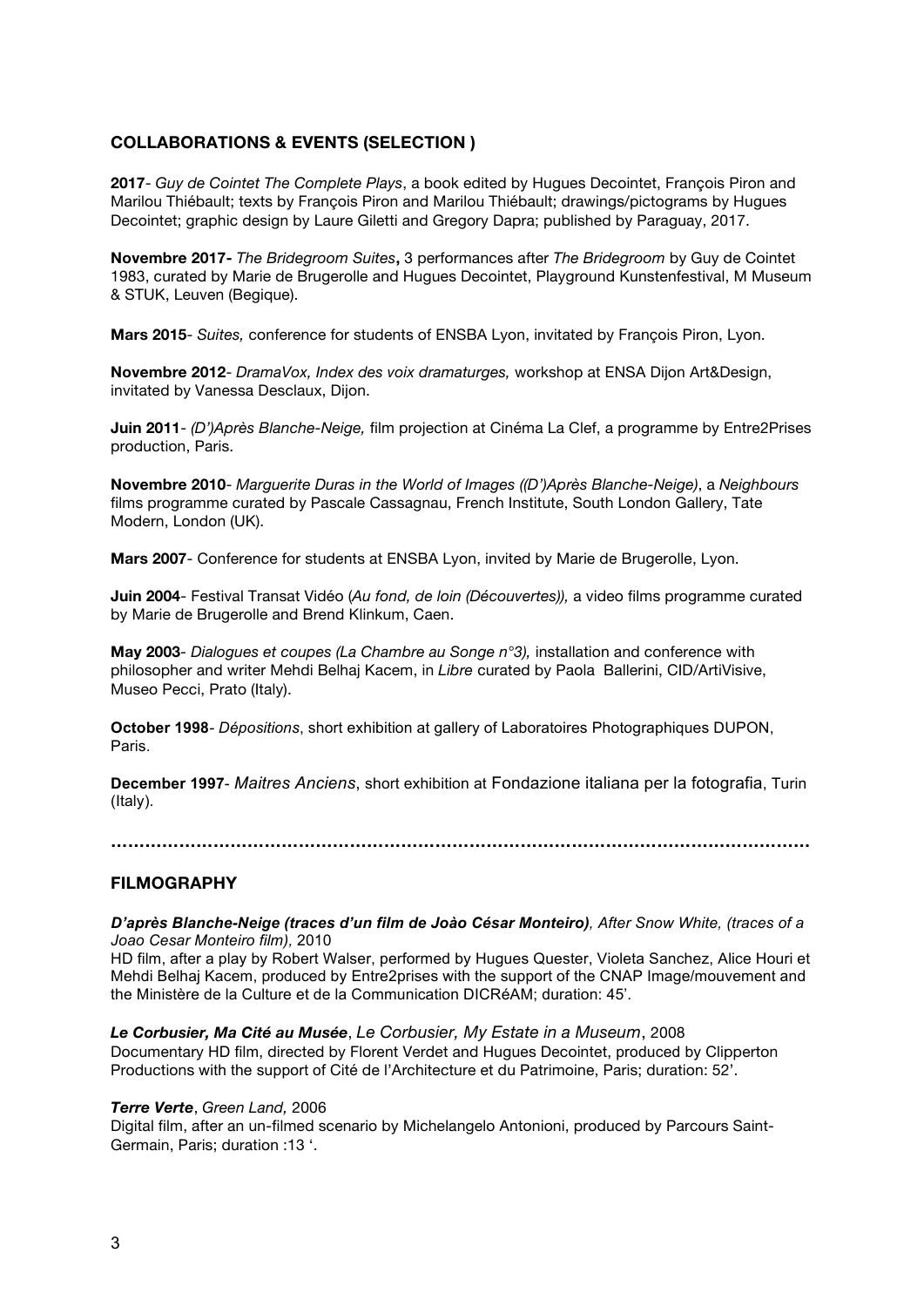## COLLABORATIONS & EVENTS (SELECTION )

**2017**- *Guy de Cointet The Complete Plays*, a book edited by Hugues Decointet, François Piron and Marilou Thiébault; texts by François Piron and Marilou Thiébault; drawings/pictograms by Hugues Decointet; graphic design by Laure Giletti and Gregory Dapra; published by Paraguay, 2017.

**Novembre 2017-** *The Bridegroom Suites***,** 3 performances after *The Bridegroom* by Guy de Cointet 1983, curated by Marie de Brugerolle and Hugues Decointet, Playground Kunstenfestival, M Museum & STUK, Leuven (Begique).

**Mars 2015**- *Suites,* conference for students of ENSBA Lyon, invitated by François Piron, Lyon.

**Novembre 2012**- *DramaVox, Index des voix dramaturges,* workshop at ENSA Dijon Art&Design, invitated by Vanessa Desclaux, Dijon.

**Juin 2011**- *(D')Après Blanche-Neige,* film projection at Cinéma La Clef, a programme by Entre2Prises production, Paris.

**Novembre 2010**- *Marguerite Duras in the World of Images ((D')Après Blanche-Neige)*, a *Neighbours* films programme curated by Pascale Cassagnau, French Institute, South London Gallery, Tate Modern, London (UK).

**Mars 2007**- Conference for students at ENSBA Lyon, invited by Marie de Brugerolle, Lyon.

**Juin 2004**- Festival Transat Vidéo (*Au fond, de loin (Découvertes)),* a video films programme curated by Marie de Brugerolle and Brend Klinkum, Caen.

**May 2003**- *Dialogues et coupes (La Chambre au Songe n°3),* installation and conference with philosopher and writer Mehdi Belhaj Kacem, in *Libre* curated by Paola Ballerini, CID/ArtiVisive, Museo Pecci, Prato (Italy).

**October 1998**- *Dépositions*, short exhibition at gallery of Laboratoires Photographiques DUPON, Paris.

**December 1997**- *Maitres Anciens*, short exhibition at Fondazione italiana per la fotografia, Turin (Italy).

………………………………………………………………………………………………………

## FILMOGRAPHY

***D'après Blanche-Neige (traces d'un film de Joào César Monteiro)****, After Snow White, (traces of a Joao Cesar Monteiro film),* 2010
HD film, after a play by Robert Walser, performed by Hugues Quester, Violeta Sanchez, Alice Houri et Mehdi Belhaj Kacem, produced by Entre2prises with the support of the CNAP Image/mouvement and the Ministère de la Culture et de la Communication DICRéAM; duration: 45'.

***Le Corbusier, Ma Cité au Musée***, *Le Corbusier, My Estate in a Museum*, 2008
Documentary HD film, directed by Florent Verdet and Hugues Decointet, produced by Clipperton Productions with the support of Cité de l'Architecture et du Patrimoine, Paris; duration: 52'.

***Terre Verte***, *Green Land,* 2006
Digital film, after an un-filmed scenario by Michelangelo Antonioni, produced by Parcours Saint-Germain, Paris; duration :13 '.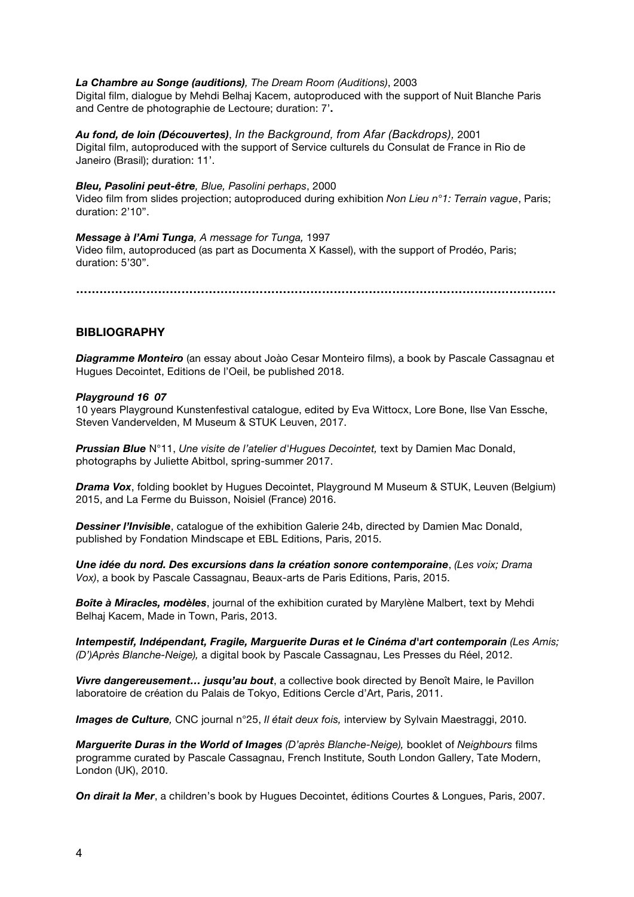***La Chambre au Songe (auditions)****, The Dream Room (Auditions)*, 2003
Digital film, dialogue by Mehdi Belhaj Kacem, autoproduced with the support of Nuit Blanche Paris and Centre de photographie de Lectoure; duration: 7'**.**

***Au fond, de loin (Découvertes)***, *In the Background, from Afar (Backdrops),* 2001
Digital film, autoproduced with the support of Service culturels du Consulat de France in Rio de Janeiro (Brasil); duration: 11'.

***Bleu, Pasolini peut-être****, Blue, Pasolini perhaps*, 2000
Video film from slides projection; autoproduced during exhibition *Non Lieu n°1: Terrain vague*, Paris; duration: 2'10".

***Message à l'Ami Tunga****, A message for Tunga,* 1997
Video film, autoproduced (as part as Documenta X Kassel), with the support of Prodéo, Paris; duration: 5'30".

.......................................................................................................................

## BIBLIOGRAPHY

***Diagramme Monteiro*** (an essay about Joào Cesar Monteiro films), a book by Pascale Cassagnau et Hugues Decointet, Editions de l'Oeil, be published 2018.

***Playground 16 07***
10 years Playground Kunstenfestival catalogue, edited by Eva Wittocx, Lore Bone, Ilse Van Essche, Steven Vandervelden, M Museum & STUK Leuven, 2017.

***Prussian Blue*** N°11, *Une visite de l'atelier d'Hugues Decointet,* text by Damien Mac Donald, photographs by Juliette Abitbol, spring-summer 2017.

***Drama Vox***, folding booklet by Hugues Decointet, Playground M Museum & STUK, Leuven (Belgium) 2015, and La Ferme du Buisson, Noisiel (France) 2016.

***Dessiner l'Invisible***, catalogue of the exhibition Galerie 24b, directed by Damien Mac Donald, published by Fondation Mindscape et EBL Editions, Paris, 2015.

***Une idée du nord. Des excursions dans la création sonore contemporaine***, *(Les voix; Drama Vox)*, a book by Pascale Cassagnau, Beaux-arts de Paris Editions, Paris, 2015.

***Boîte à Miracles, modèles***, journal of the exhibition curated by Marylène Malbert, text by Mehdi Belhaj Kacem, Made in Town, Paris, 2013.

***Intempestif, Indépendant, Fragile, Marguerite Duras et le Cinéma d'art contemporain*** *(Les Amis; (D')Après Blanche-Neige),* a digital book by Pascale Cassagnau, Les Presses du Réel, 2012.

***Vivre dangereusement… jusqu'au bout***, a collective book directed by Benoît Maire, le Pavillon laboratoire de création du Palais de Tokyo, Editions Cercle d'Art, Paris, 2011.

***Images de Culture,*** CNC journal n°25, *Il était deux fois,* interview by Sylvain Maestraggi, 2010.

***Marguerite Duras in the World of Images*** *(D'après Blanche-Neige),* booklet of *Neighbours* films programme curated by Pascale Cassagnau, French Institute, South London Gallery, Tate Modern, London (UK), 2010.

***On dirait la Mer***, a children's book by Hugues Decointet, éditions Courtes & Longues, Paris, 2007.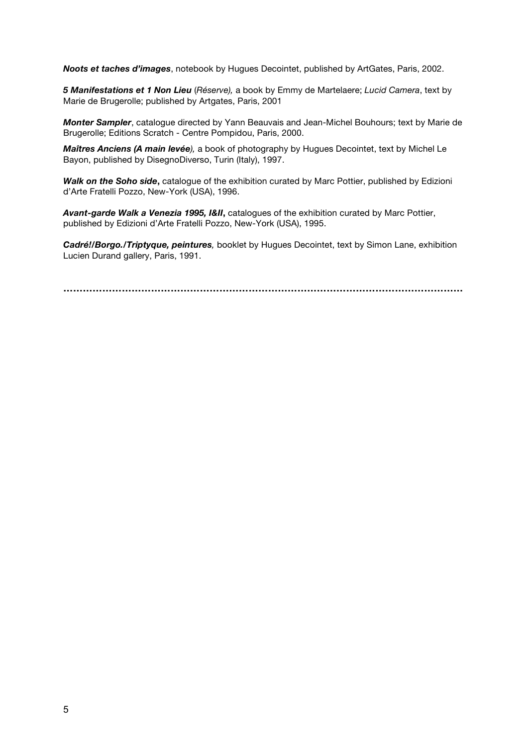***Noots et taches d'images***, notebook by Hugues Decointet, published by ArtGates, Paris, 2002.

***5 Manifestations et 1 Non Lieu*** (*Réserve*), a book by Emmy de Martelaere; *Lucid Camera*, text by Marie de Brugerolle; published by Artgates, Paris, 2001

***Monter Sampler***, catalogue directed by Yann Beauvais and Jean-Michel Bouhours; text by Marie de Brugerolle; Editions Scratch - Centre Pompidou, Paris, 2000.

***Maîtres Anciens (A main levée***), a book of photography by Hugues Decointet, text by Michel Le Bayon, published by DisegnoDiverso, Turin (Italy), 1997.

***Walk on the Soho side*****,** catalogue of the exhibition curated by Marc Pottier, published by Edizioni d'Arte Fratelli Pozzo, New-York (USA), 1996.

***Avant-garde Walk a Venezia 1995, I&II*****,** catalogues of the exhibition curated by Marc Pottier, published by Edizioni d'Arte Fratelli Pozzo, New-York (USA), 1995.

***Cadré!/Borgo./Triptyque, peintures****,* booklet by Hugues Decointet, text by Simon Lane, exhibition Lucien Durand gallery, Paris, 1991.

……………………………………………………………………………………………………………